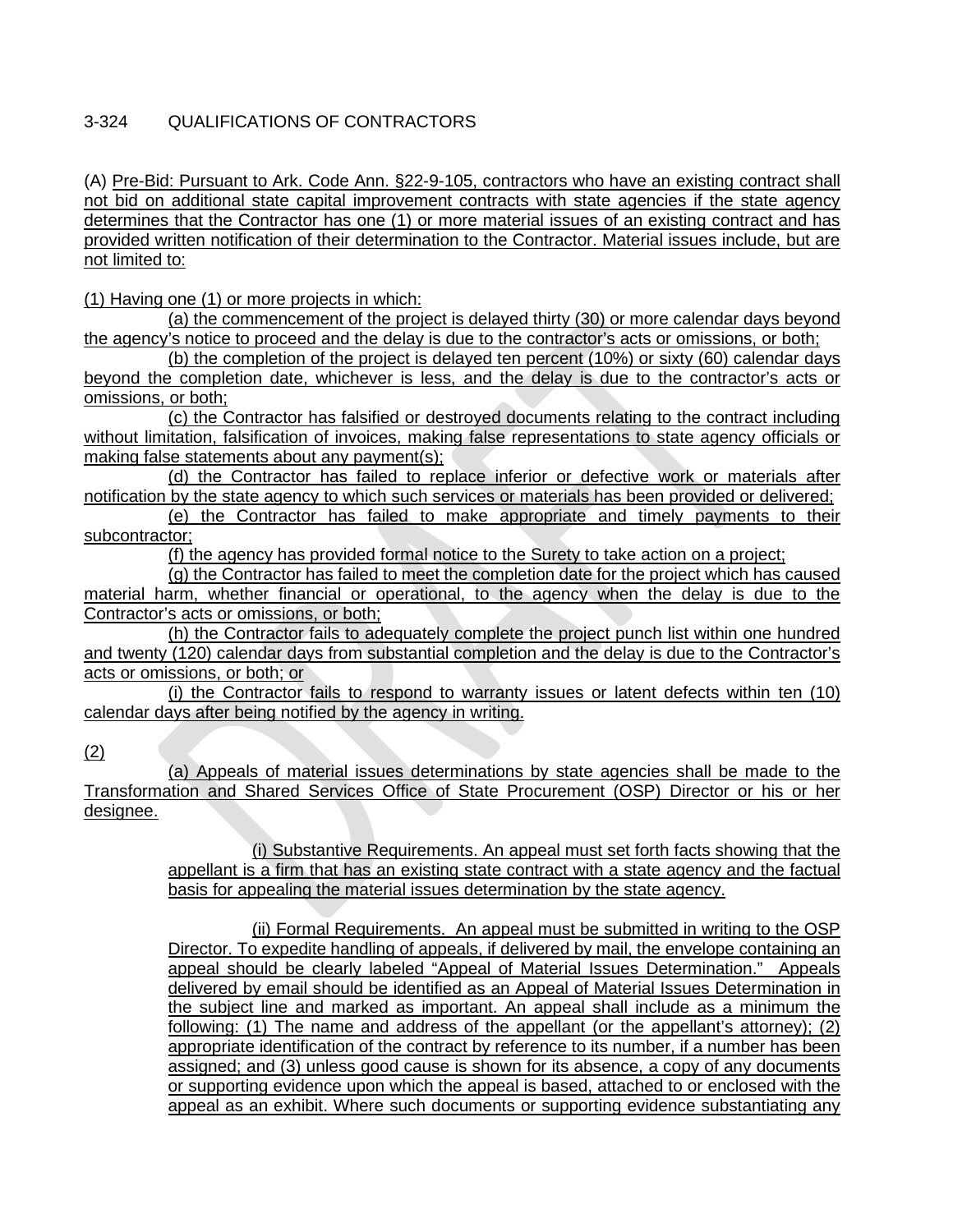3-324 QUALIFICATIONS OF CONTRACTORS

(A) Pre-Bid: Pursuant to Ark. Code Ann. §22-9-105, contractors who have an existing contract shall not bid on additional state capital improvement contracts with state agencies if the state agency determines that the Contractor has one (1) or more material issues of an existing contract and has provided written notification of their determination to the Contractor. Material issues include, but are not limited to:

(1) Having one (1) or more projects in which:

(a) the commencement of the project is delayed thirty (30) or more calendar days beyond the agency's notice to proceed and the delay is due to the contractor's acts or omissions, or both;

(b) the completion of the project is delayed ten percent (10%) or sixty (60) calendar days beyond the completion date, whichever is less, and the delay is due to the contractor's acts or omissions, or both;

(c) the Contractor has falsified or destroyed documents relating to the contract including without limitation, falsification of invoices, making false representations to state agency officials or making false statements about any payment(s);

(d) the Contractor has failed to replace inferior or defective work or materials after notification by the state agency to which such services or materials has been provided or delivered;

(e) the Contractor has failed to make appropriate and timely payments to their subcontractor;

(f) the agency has provided formal notice to the Surety to take action on a project;

(g) the Contractor has failed to meet the completion date for the project which has caused material harm, whether financial or operational, to the agency when the delay is due to the Contractor's acts or omissions, or both;

(h) the Contractor fails to adequately complete the project punch list within one hundred and twenty (120) calendar days from substantial completion and the delay is due to the Contractor's acts or omissions, or both; or

(i) the Contractor fails to respond to warranty issues or latent defects within ten (10) calendar days after being notified by the agency in writing.

(2)

(a) Appeals of material issues determinations by state agencies shall be made to the Transformation and Shared Services Office of State Procurement (OSP) Director or his or her designee.

(i) Substantive Requirements. An appeal must set forth facts showing that the appellant is a firm that has an existing state contract with a state agency and the factual basis for appealing the material issues determination by the state agency.

(ii) Formal Requirements. An appeal must be submitted in writing to the OSP Director. To expedite handling of appeals, if delivered by mail, the envelope containing an appeal should be clearly labeled "Appeal of Material Issues Determination." Appeals delivered by email should be identified as an Appeal of Material Issues Determination in the subject line and marked as important. An appeal shall include as a minimum the following: (1) The name and address of the appellant (or the appellant's attorney); (2) appropriate identification of the contract by reference to its number, if a number has been assigned; and (3) unless good cause is shown for its absence, a copy of any documents or supporting evidence upon which the appeal is based, attached to or enclosed with the appeal as an exhibit. Where such documents or supporting evidence substantiating any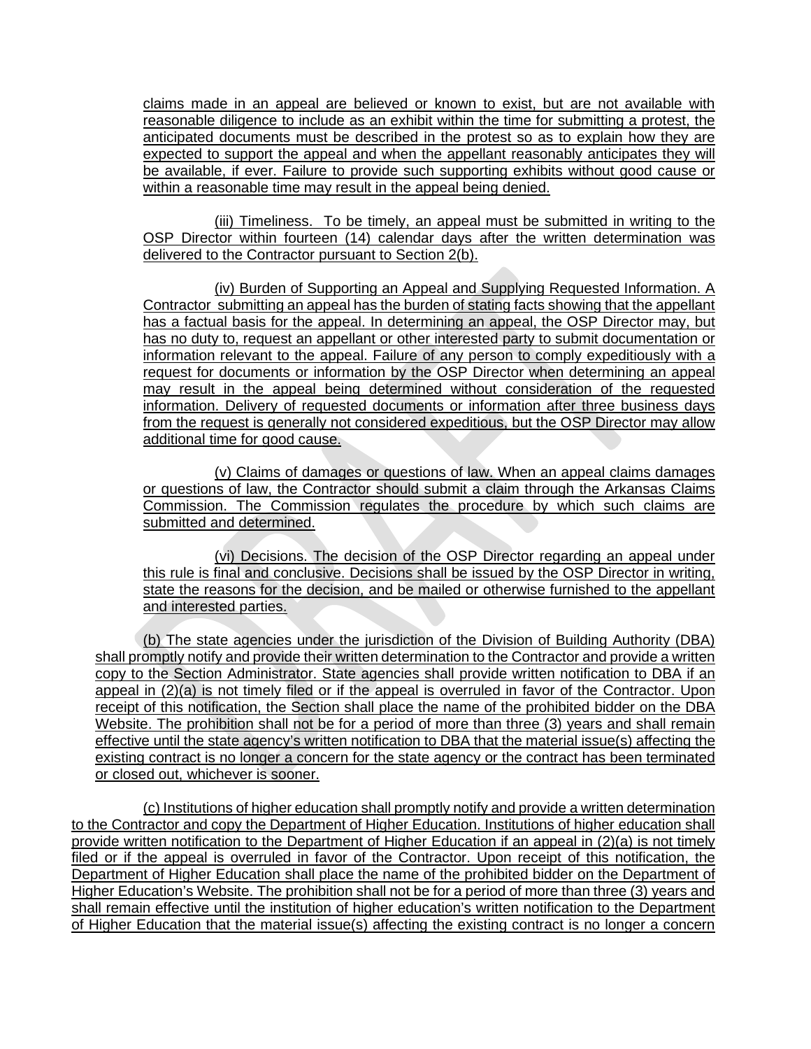claims made in an appeal are believed or known to exist, but are not available with reasonable diligence to include as an exhibit within the time for submitting a protest, the anticipated documents must be described in the protest so as to explain how they are expected to support the appeal and when the appellant reasonably anticipates they will be available, if ever. Failure to provide such supporting exhibits without good cause or within a reasonable time may result in the appeal being denied.

(iii) Timeliness. To be timely, an appeal must be submitted in writing to the OSP Director within fourteen (14) calendar days after the written determination was delivered to the Contractor pursuant to Section 2(b).

(iv) Burden of Supporting an Appeal and Supplying Requested Information. A Contractor submitting an appeal has the burden of stating facts showing that the appellant has a factual basis for the appeal. In determining an appeal, the OSP Director may, but has no duty to, request an appellant or other interested party to submit documentation or information relevant to the appeal. Failure of any person to comply expeditiously with a request for documents or information by the OSP Director when determining an appeal may result in the appeal being determined without consideration of the requested information. Delivery of requested documents or information after three business days from the request is generally not considered expeditious, but the OSP Director may allow additional time for good cause.

(v) Claims of damages or questions of law. When an appeal claims damages or questions of law, the Contractor should submit a claim through the Arkansas Claims Commission. The Commission regulates the procedure by which such claims are submitted and determined.

(vi) Decisions. The decision of the OSP Director regarding an appeal under this rule is final and conclusive. Decisions shall be issued by the OSP Director in writing, state the reasons for the decision, and be mailed or otherwise furnished to the appellant and interested parties.

(b) The state agencies under the jurisdiction of the Division of Building Authority (DBA) shall promptly notify and provide their written determination to the Contractor and provide a written copy to the Section Administrator. State agencies shall provide written notification to DBA if an appeal in (2)(a) is not timely filed or if the appeal is overruled in favor of the Contractor. Upon receipt of this notification, the Section shall place the name of the prohibited bidder on the DBA Website. The prohibition shall not be for a period of more than three (3) years and shall remain effective until the state agency's written notification to DBA that the material issue(s) affecting the existing contract is no longer a concern for the state agency or the contract has been terminated or closed out, whichever is sooner.

(c) Institutions of higher education shall promptly notify and provide a written determination to the Contractor and copy the Department of Higher Education. Institutions of higher education shall provide written notification to the Department of Higher Education if an appeal in (2)(a) is not timely filed or if the appeal is overruled in favor of the Contractor. Upon receipt of this notification, the Department of Higher Education shall place the name of the prohibited bidder on the Department of Higher Education's Website. The prohibition shall not be for a period of more than three (3) years and shall remain effective until the institution of higher education's written notification to the Department of Higher Education that the material issue(s) affecting the existing contract is no longer a concern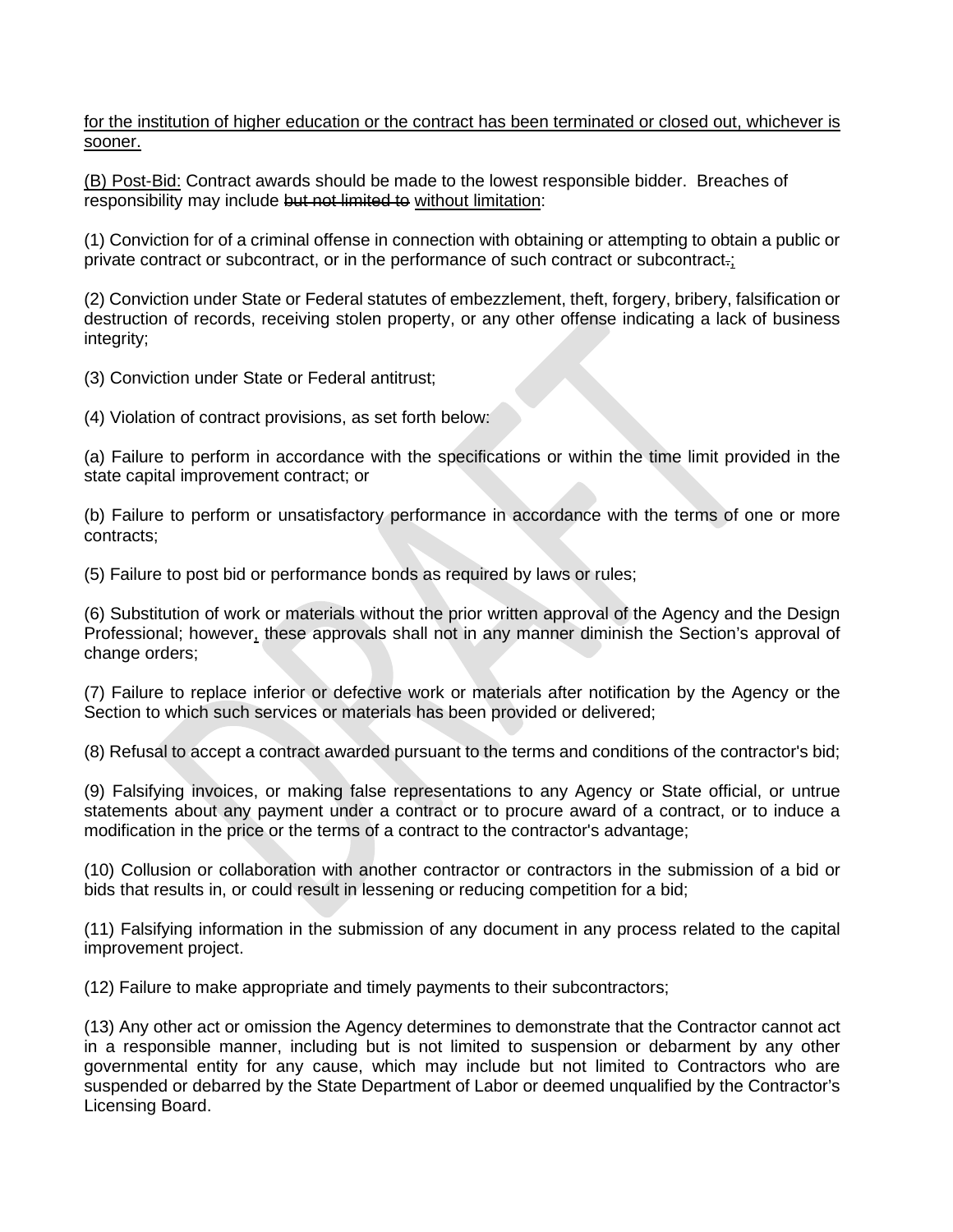<u>for the institution of higher education or the contract has been terminated or closed out, whichever is sooner.</u>

<u>(B) Post-Bid:</u> Contract awards should be made to the lowest responsible bidder. Breaches of responsibility may include ~~but not limited to~~ <u>without limitation</u>:

(1) Conviction for of a criminal offense in connection with obtaining or attempting to obtain a public or private contract or subcontract, or in the performance of such contract or subcontract~~.~~<u>;</u>

(2) Conviction under State or Federal statutes of embezzlement, theft, forgery, bribery, falsification or destruction of records, receiving stolen property, or any other offense indicating a lack of business integrity;

(3) Conviction under State or Federal antitrust;

(4) Violation of contract provisions, as set forth below:

(a) Failure to perform in accordance with the specifications or within the time limit provided in the state capital improvement contract; or

(b) Failure to perform or unsatisfactory performance in accordance with the terms of one or more contracts;

(5) Failure to post bid or performance bonds as required by laws or rules;

(6) Substitution of work or materials without the prior written approval of the Agency and the Design Professional; however<u>,</u> these approvals shall not in any manner diminish the Section's approval of change orders;

(7) Failure to replace inferior or defective work or materials after notification by the Agency or the Section to which such services or materials has been provided or delivered;

(8) Refusal to accept a contract awarded pursuant to the terms and conditions of the contractor's bid;

(9) Falsifying invoices, or making false representations to any Agency or State official, or untrue statements about any payment under a contract or to procure award of a contract, or to induce a modification in the price or the terms of a contract to the contractor's advantage;

(10) Collusion or collaboration with another contractor or contractors in the submission of a bid or bids that results in, or could result in lessening or reducing competition for a bid;

(11) Falsifying information in the submission of any document in any process related to the capital improvement project.

(12) Failure to make appropriate and timely payments to their subcontractors;

(13) Any other act or omission the Agency determines to demonstrate that the Contractor cannot act in a responsible manner, including but is not limited to suspension or debarment by any other governmental entity for any cause, which may include but not limited to Contractors who are suspended or debarred by the State Department of Labor or deemed unqualified by the Contractor's Licensing Board.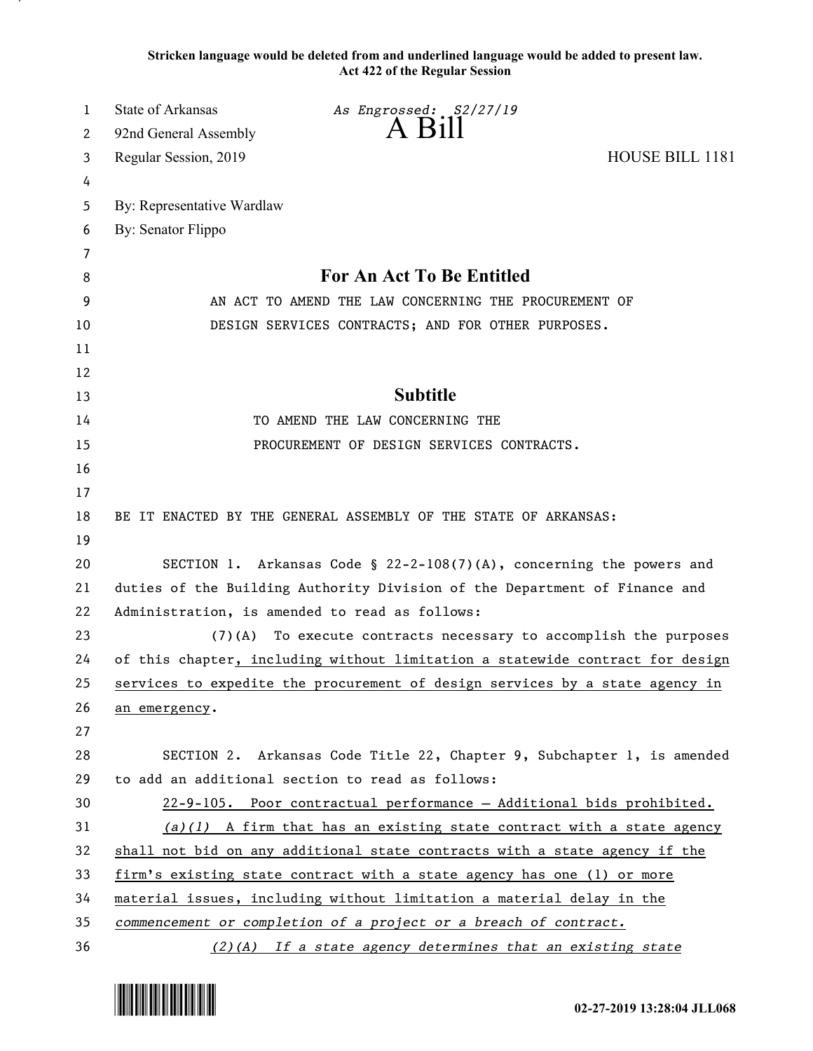**Stricken language would be deleted from and underlined language would be added to present law.**
**Act 422 of the Regular Session**

State of Arkansas
92nd General Assembly
Regular Session, 2019

*As Engrossed: S2/27/19*

# A Bill

HOUSE BILL 1181

By: Representative Wardlaw
By: Senator Flippo

## For An Act To Be Entitled

AN ACT TO AMEND THE LAW CONCERNING THE PROCUREMENT OF DESIGN SERVICES CONTRACTS; AND FOR OTHER PURPOSES.

## Subtitle

TO AMEND THE LAW CONCERNING THE PROCUREMENT OF DESIGN SERVICES CONTRACTS.

BE IT ENACTED BY THE GENERAL ASSEMBLY OF THE STATE OF ARKANSAS:

SECTION 1. Arkansas Code § 22-2-108(7)(A), concerning the powers and duties of the Building Authority Division of the Department of Finance and Administration, is amended to read as follows:

(7)(A) To execute contracts necessary to accomplish the purposes of this chapter, including without limitation a statewide contract for design services to expedite the procurement of design services by a state agency in an emergency.

SECTION 2. Arkansas Code Title 22, Chapter 9, Subchapter 1, is amended to add an additional section to read as follows:

22-9-105. Poor contractual performance — Additional bids prohibited.

*(a)(1)* A firm that has an existing state contract with a state agency shall not bid on any additional state contracts with a state agency if the firm's existing state contract with a state agency has one (1) or more material issues, including without limitation a material delay in the *commencement or completion of a project or a breach of contract.*

*(2)(A) If a state agency determines that an existing state*

02-27-2019 13:28:04 JLL068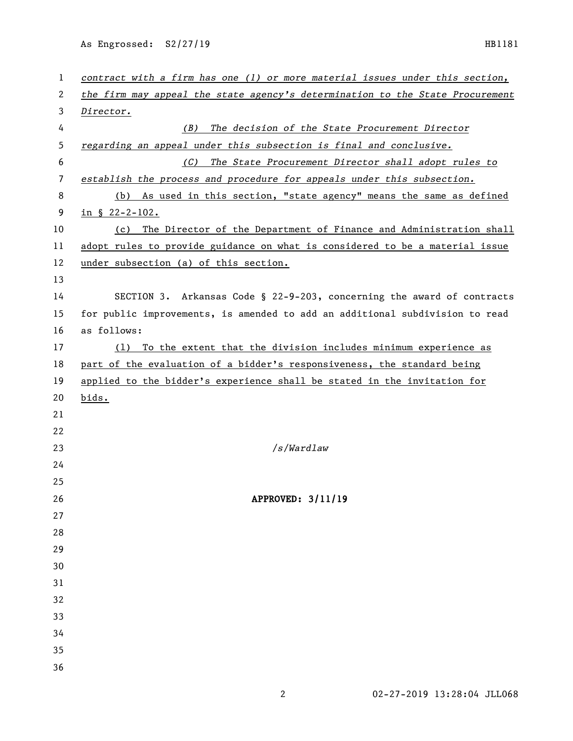*contract with a firm has one (1) or more material issues under this section, the firm may appeal the state agency's determination to the State Procurement Director.*

*(B) The decision of the State Procurement Director regarding an appeal under this subsection is final and conclusive.*

*(C) The State Procurement Director shall adopt rules to establish the process and procedure for appeals under this subsection.*

(b) As used in this section, "state agency" means the same as defined in § 22-2-102.

(c) The Director of the Department of Finance and Administration shall adopt rules to provide guidance on what is considered to be a material issue under subsection (a) of this section.

SECTION 3. Arkansas Code § 22-9-203, concerning the award of contracts for public improvements, is amended to add an additional subdivision to read as follows:

(l) To the extent that the division includes minimum experience as part of the evaluation of a bidder's responsiveness, the standard being applied to the bidder's experience shall be stated in the invitation for bids.

*/s/Wardlaw*

**APPROVED: 3/11/19**